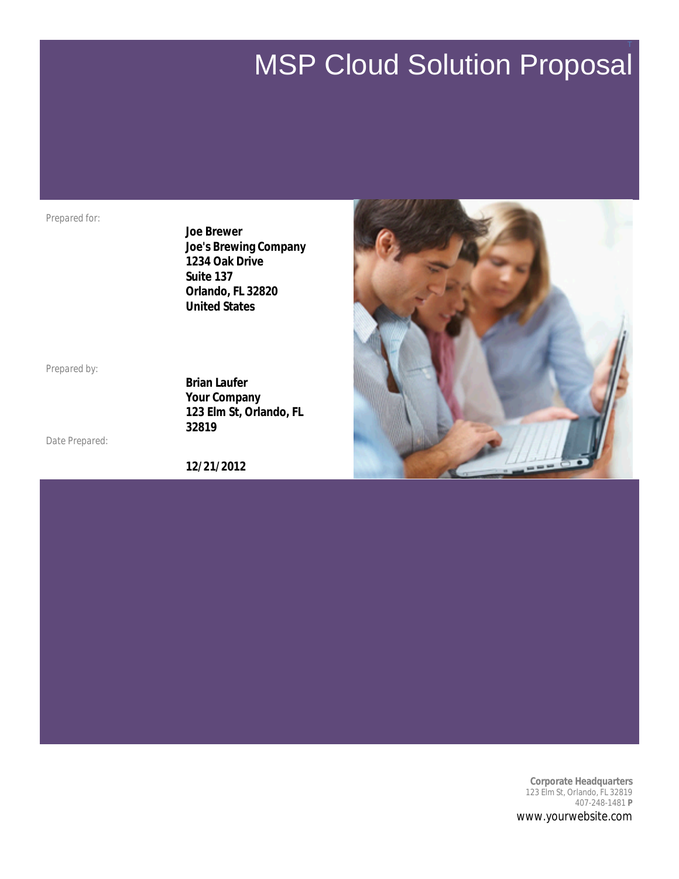# MSP Cloud Solution Proposal

Prepared for:

**Joe Brewer**
**Joe's Brewing Company**
**1234 Oak Drive**
**Suite 137**
**Orlando, FL 32820**
**United States**

Prepared by:

**Brian Laufer**
**Your Company**
**123 Elm St, Orlando, FL 32819**

Date Prepared:

**12/21/2012**

**Corporate Headquarters**
123 Elm St, Orlando, FL 32819
407-248-1481 **P**
www.yourwebsite.com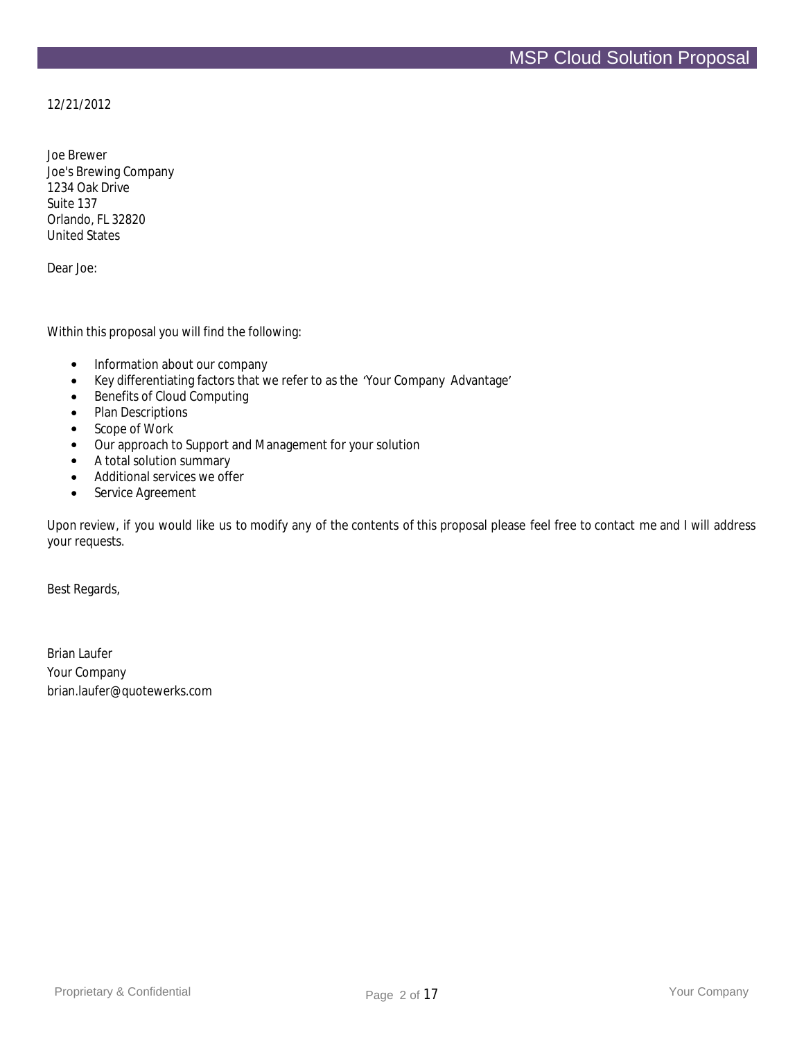12/21/2012

Joe Brewer
Joe's Brewing Company
1234 Oak Drive
Suite 137
Orlando, FL 32820
United States

Dear Joe:

Within this proposal you will find the following:

- Information about our company
- Key differentiating factors that we refer to as the 'Your Company Advantage'
- Benefits of Cloud Computing
- Plan Descriptions
- Scope of Work
- Our approach to Support and Management for your solution
- A total solution summary
- Additional services we offer
- Service Agreement

Upon review, if you would like us to modify any of the contents of this proposal please feel free to contact me and I will address your requests.

Best Regards,

Brian Laufer
Your Company
brian.laufer@quotewerks.com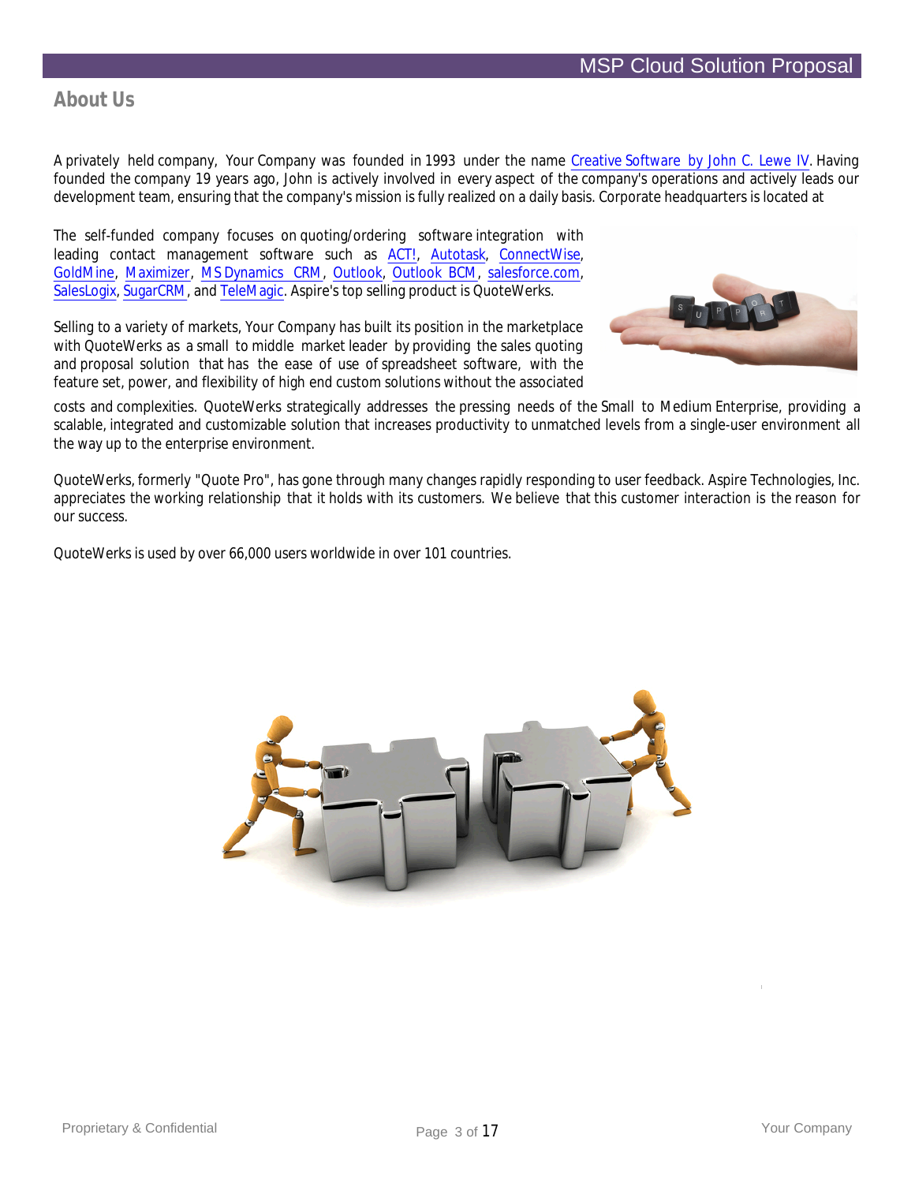## About Us

A privately held company, Your Company was founded in 1993 under the name Creative Software by John C. Lewe IV. Having founded the company 19 years ago, John is actively involved in every aspect of the company's operations and actively leads our development team, ensuring that the company's mission is fully realized on a daily basis. Corporate headquarters is located at

The self-funded company focuses on quoting/ordering software integration with leading contact management software such as ACT!, Autotask, ConnectWise, GoldMine, Maximizer, MS Dynamics CRM, Outlook, Outlook BCM, salesforce.com, SalesLogix, SugarCRM, and TeleMagic. Aspire's top selling product is QuoteWerks.

Selling to a variety of markets, Your Company has built its position in the marketplace with QuoteWerks as a small to middle market leader by providing the sales quoting and proposal solution that has the ease of use of spreadsheet software, with the feature set, power, and flexibility of high end custom solutions without the associated costs and complexities. QuoteWerks strategically addresses the pressing needs of the Small to Medium Enterprise, providing a scalable, integrated and customizable solution that increases productivity to unmatched levels from a single-user environment all the way up to the enterprise environment.

QuoteWerks, formerly "Quote Pro", has gone through many changes rapidly responding to user feedback. Aspire Technologies, Inc. appreciates the working relationship that it holds with its customers. We believe that this customer interaction is the reason for our success.

QuoteWerks is used by over 66,000 users worldwide in over 101 countries.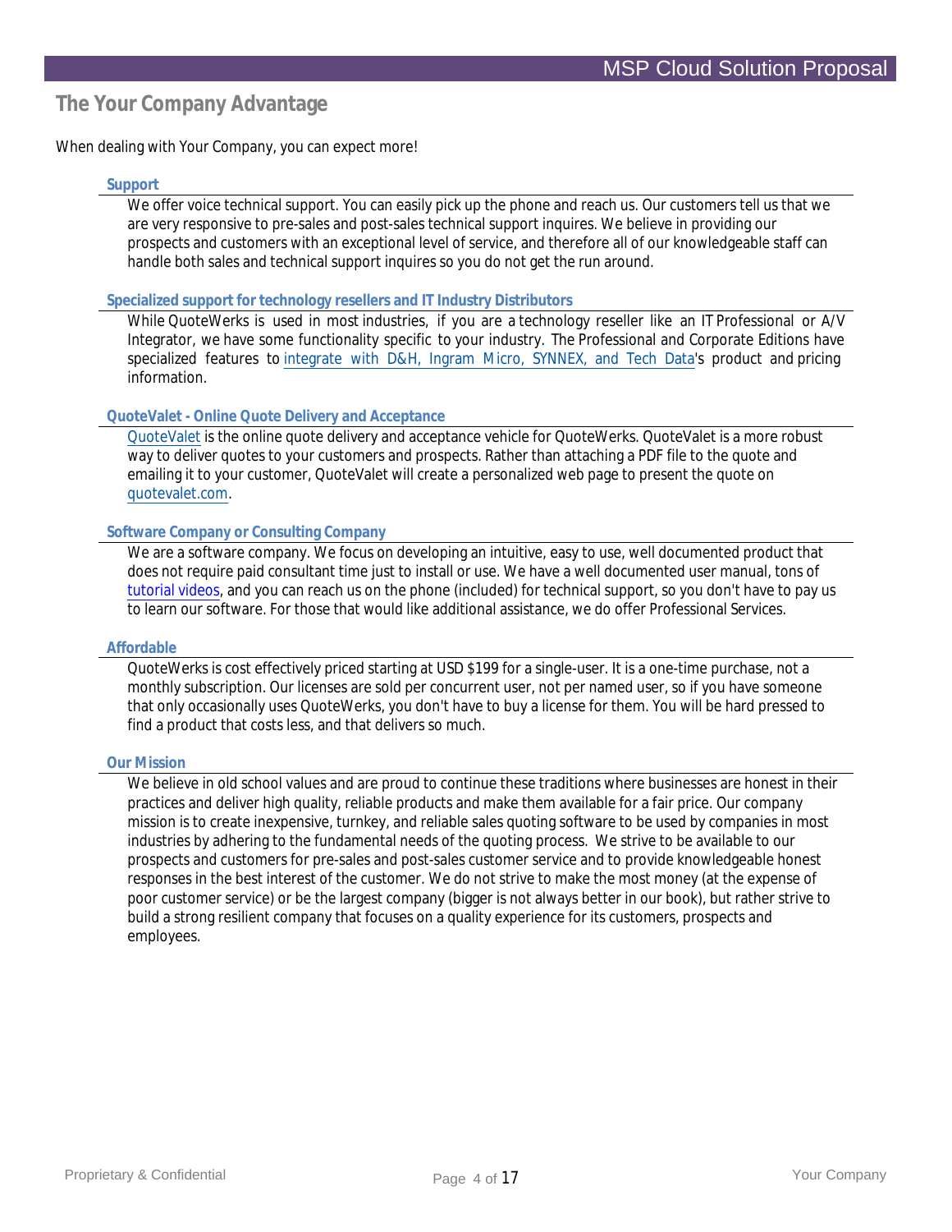## The Your Company Advantage

When dealing with Your Company, you can expect more!

### Support

We offer voice technical support. You can easily pick up the phone and reach us. Our customers tell us that we are very responsive to pre-sales and post-sales technical support inquires. We believe in providing our prospects and customers with an exceptional level of service, and therefore all of our knowledgeable staff can handle both sales and technical support inquires so you do not get the run around.

### Specialized support for technology resellers and IT Industry Distributors

While QuoteWerks is used in most industries, if you are a technology reseller like an IT Professional or A/V Integrator, we have some functionality specific to your industry. The Professional and Corporate Editions have specialized features to integrate with D&H, Ingram Micro, SYNNEX, and Tech Data's product and pricing information.

### QuoteValet - Online Quote Delivery and Acceptance

QuoteValet is the online quote delivery and acceptance vehicle for QuoteWerks. QuoteValet is a more robust way to deliver quotes to your customers and prospects. Rather than attaching a PDF file to the quote and emailing it to your customer, QuoteValet will create a personalized web page to present the quote on quotevalet.com.

### Software Company or Consulting Company

We are a software company. We focus on developing an intuitive, easy to use, well documented product that does not require paid consultant time just to install or use. We have a well documented user manual, tons of tutorial videos, and you can reach us on the phone (included) for technical support, so you don't have to pay us to learn our software. For those that would like additional assistance, we do offer Professional Services.

### Affordable

QuoteWerks is cost effectively priced starting at USD $199 for a single-user. It is a one-time purchase, not a monthly subscription. Our licenses are sold per concurrent user, not per named user, so if you have someone that only occasionally uses QuoteWerks, you don't have to buy a license for them. You will be hard pressed to find a product that costs less, and that delivers so much.

### Our Mission

We believe in old school values and are proud to continue these traditions where businesses are honest in their practices and deliver high quality, reliable products and make them available for a fair price. Our company mission is to create inexpensive, turnkey, and reliable sales quoting software to be used by companies in most industries by adhering to the fundamental needs of the quoting process. We strive to be available to our prospects and customers for pre-sales and post-sales customer service and to provide knowledgeable honest responses in the best interest of the customer. We do not strive to make the most money (at the expense of poor customer service) or be the largest company (bigger is not always better in our book), but rather strive to build a strong resilient company that focuses on a quality experience for its customers, prospects and employees.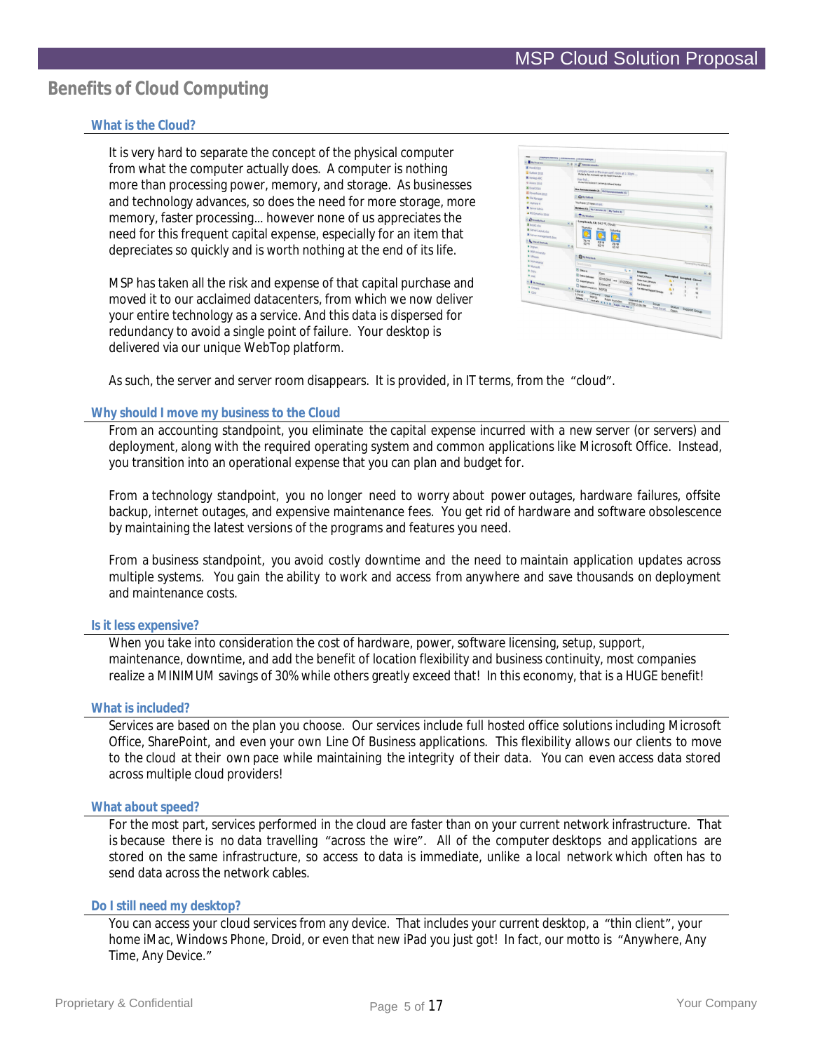## Benefits of Cloud Computing

### What is the Cloud?

It is very hard to separate the concept of the physical computer from what the computer actually does. A computer is nothing more than processing power, memory, and storage. As businesses and technology advances, so does the need for more storage, more memory, faster processing… however none of us appreciates the need for this frequent capital expense, especially for an item that depreciates so quickly and is worth nothing at the end of its life.

MSP has taken all the risk and expense of that capital purchase and moved it to our acclaimed datacenters, from which we now deliver your entire technology as a service. And this data is dispersed for redundancy to avoid a single point of failure. Your desktop is delivered via our unique WebTop platform.

As such, the server and server room disappears. It is provided, in IT terms, from the "cloud".

### Why should I move my business to the Cloud

From an accounting standpoint, you eliminate the capital expense incurred with a new server (or servers) and deployment, along with the required operating system and common applications like Microsoft Office. Instead, you transition into an operational expense that you can plan and budget for.

From a technology standpoint, you no longer need to worry about power outages, hardware failures, offsite backup, internet outages, and expensive maintenance fees. You get rid of hardware and software obsolescence by maintaining the latest versions of the programs and features you need.

From a business standpoint, you avoid costly downtime and the need to maintain application updates across multiple systems. You gain the ability to work and access from anywhere and save thousands on deployment and maintenance costs.

### Is it less expensive?

When you take into consideration the cost of hardware, power, software licensing, setup, support, maintenance, downtime, and add the benefit of location flexibility and business continuity, most companies realize a MINIMUM savings of 30% while others greatly exceed that! In this economy, that is a HUGE benefit!

### What is included?

Services are based on the plan you choose. Our services include full hosted office solutions including Microsoft Office, SharePoint, and even your own Line Of Business applications. This flexibility allows our clients to move to the cloud at their own pace while maintaining the integrity of their data. You can even access data stored across multiple cloud providers!

### What about speed?

For the most part, services performed in the cloud are faster than on your current network infrastructure. That is because there is no data travelling "across the wire". All of the computer desktops and applications are stored on the same infrastructure, so access to data is immediate, unlike a local network which often has to send data across the network cables.

### Do I still need my desktop?

You can access your cloud services from any device. That includes your current desktop, a "thin client", your home iMac, Windows Phone, Droid, or even that new iPad you just got! In fact, our motto is "Anywhere, Any Time, Any Device."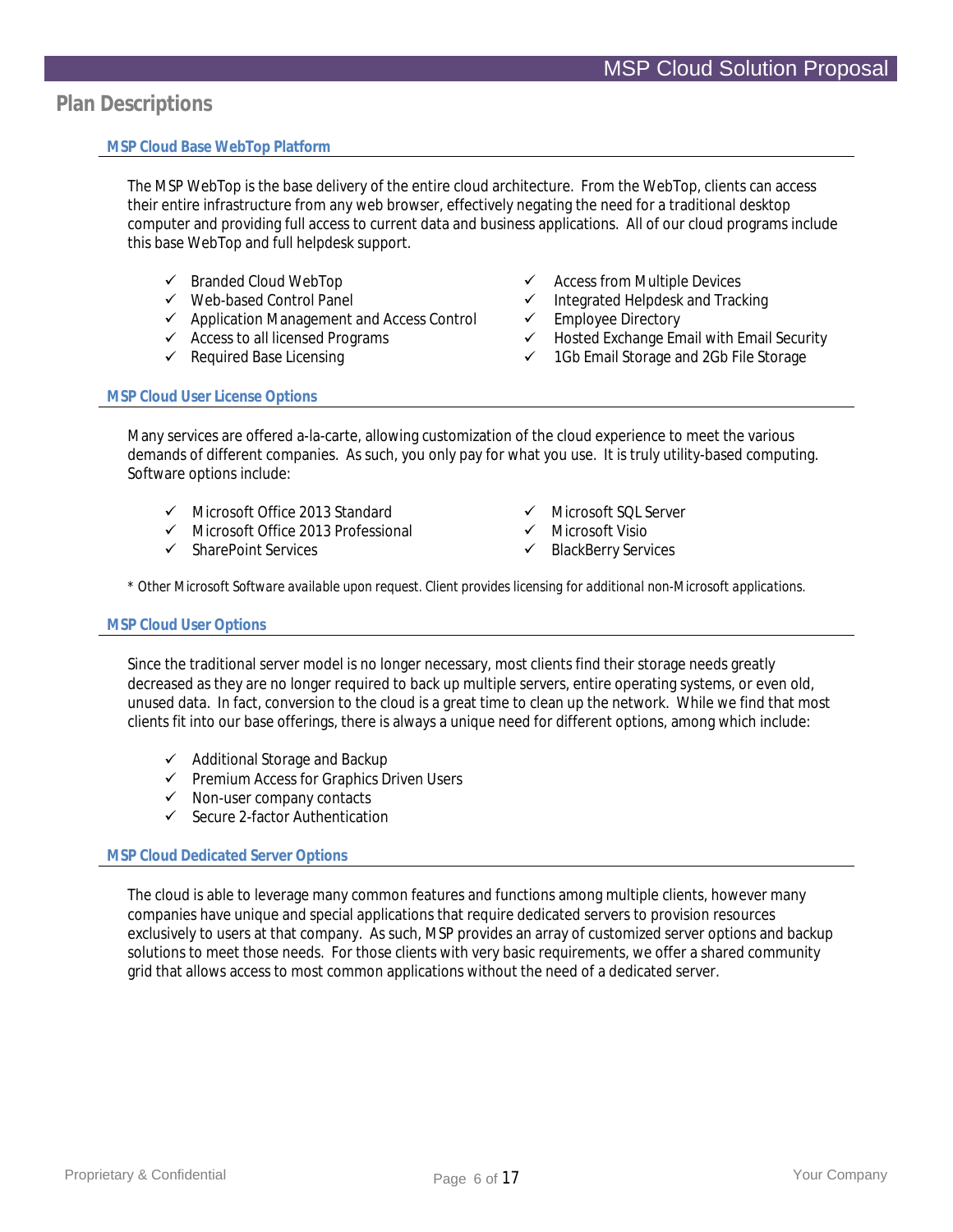## Plan Descriptions

### MSP Cloud Base WebTop Platform

The MSP WebTop is the base delivery of the entire cloud architecture. From the WebTop, clients can access their entire infrastructure from any web browser, effectively negating the need for a traditional desktop computer and providing full access to current data and business applications. All of our cloud programs include this base WebTop and full helpdesk support.

- ✓ Branded Cloud WebTop
- ✓ Web-based Control Panel
- ✓ Application Management and Access Control
- ✓ Access to all licensed Programs
- ✓ Required Base Licensing
- ✓ Access from Multiple Devices
- ✓ Integrated Helpdesk and Tracking
- ✓ Employee Directory
- ✓ Hosted Exchange Email with Email Security
- ✓ 1Gb Email Storage and 2Gb File Storage

### MSP Cloud User License Options

Many services are offered a-la-carte, allowing customization of the cloud experience to meet the various demands of different companies. As such, you only pay for what you use. It is truly utility-based computing. Software options include:

- ✓ Microsoft Office 2013 Standard
- ✓ Microsoft Office 2013 Professional
- ✓ SharePoint Services
- ✓ Microsoft SQL Server
- ✓ Microsoft Visio
- ✓ BlackBerry Services

*\* Other Microsoft Software available upon request. Client provides licensing for additional non-Microsoft applications.*

### MSP Cloud User Options

Since the traditional server model is no longer necessary, most clients find their storage needs greatly decreased as they are no longer required to back up multiple servers, entire operating systems, or even old, unused data. In fact, conversion to the cloud is a great time to clean up the network. While we find that most clients fit into our base offerings, there is always a unique need for different options, among which include:

- ✓ Additional Storage and Backup
- ✓ Premium Access for Graphics Driven Users
- ✓ Non-user company contacts
- ✓ Secure 2-factor Authentication

### MSP Cloud Dedicated Server Options

The cloud is able to leverage many common features and functions among multiple clients, however many companies have unique and special applications that require dedicated servers to provision resources exclusively to users at that company. As such, MSP provides an array of customized server options and backup solutions to meet those needs. For those clients with very basic requirements, we offer a shared community grid that allows access to most common applications without the need of a dedicated server.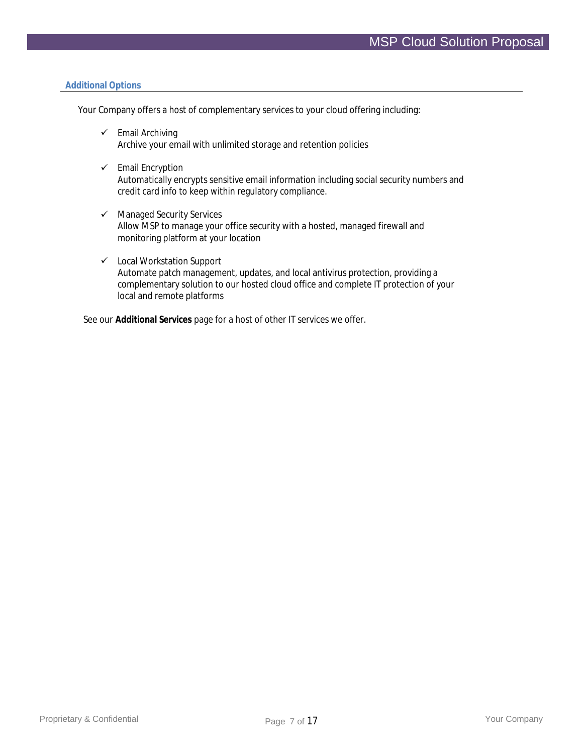## Additional Options

Your Company offers a host of complementary services to your cloud offering including:

- ✓ Email Archiving
  Archive your email with unlimited storage and retention policies

- ✓ Email Encryption
  Automatically encrypts sensitive email information including social security numbers and credit card info to keep within regulatory compliance.

- ✓ Managed Security Services
  Allow MSP to manage your office security with a hosted, managed firewall and monitoring platform at your location

- ✓ Local Workstation Support
  Automate patch management, updates, and local antivirus protection, providing a complementary solution to our hosted cloud office and complete IT protection of your local and remote platforms

See our **Additional Services** page for a host of other IT services we offer.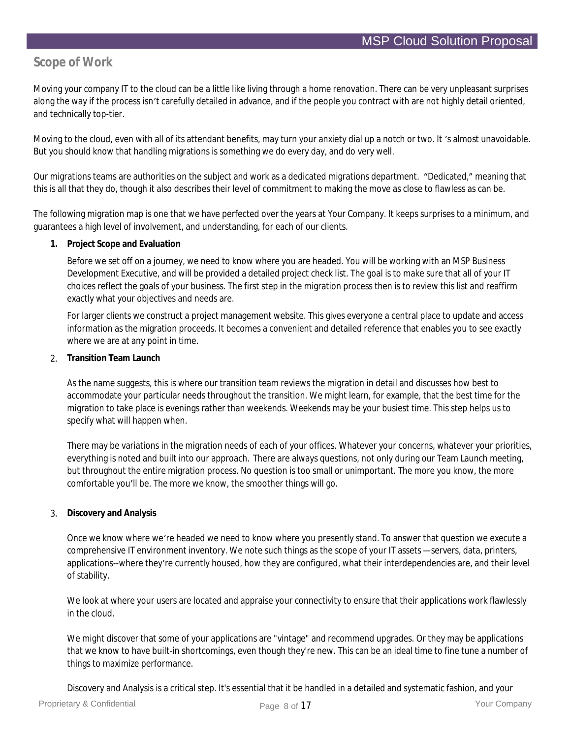## Scope of Work

Moving your company IT to the cloud can be a little like living through a home renovation. There can be very unpleasant surprises along the way if the process isn't carefully detailed in advance, and if the people you contract with are not highly detail oriented, and technically top-tier.

Moving to the cloud, even with all of its attendant benefits, may turn your anxiety dial up a notch or two. It 's almost unavoidable. But you should know that handling migrations is something we do every day, and do very well.

Our migrations teams are authorities on the subject and work as a dedicated migrations department. "Dedicated," meaning that this is all that they do, though it also describes their level of commitment to making the move as close to flawless as can be.

The following migration map is one that we have perfected over the years at Your Company. It keeps surprises to a minimum, and guarantees a high level of involvement, and understanding, for each of our clients.

1. **Project Scope and Evaluation**

   Before we set off on a journey, we need to know where you are headed. You will be working with an MSP Business Development Executive, and will be provided a detailed project check list. The goal is to make sure that all of your IT choices reflect the goals of your business. The first step in the migration process then is to review this list and reaffirm exactly what your objectives and needs are.

   For larger clients we construct a project management website. This gives everyone a central place to update and access information as the migration proceeds. It becomes a convenient and detailed reference that enables you to see exactly where we are at any point in time.

2. **Transition Team Launch**

   As the name suggests, this is where our transition team reviews the migration in detail and discusses how best to accommodate your particular needs throughout the transition. We might learn, for example, that the best time for the migration to take place is evenings rather than weekends. Weekends may be your busiest time. This step helps us to specify what will happen when.

   There may be variations in the migration needs of each of your offices. Whatever your concerns, whatever your priorities, everything is noted and built into our approach. There are always questions, not only during our Team Launch meeting, but throughout the entire migration process. No question is too small or unimportant. The more you know, the more comfortable you'll be. The more we know, the smoother things will go.

3. **Discovery and Analysis**

   Once we know where we're headed we need to know where you presently stand. To answer that question we execute a comprehensive IT environment inventory. We note such things as the scope of your IT assets —servers, data, printers, applications--where they're currently housed, how they are configured, what their interdependencies are, and their level of stability.

   We look at where your users are located and appraise your connectivity to ensure that their applications work flawlessly in the cloud.

   We might discover that some of your applications are "vintage" and recommend upgrades. Or they may be applications that we know to have built-in shortcomings, even though they're new. This can be an ideal time to fine tune a number of things to maximize performance.

   Discovery and Analysis is a critical step. It's essential that it be handled in a detailed and systematic fashion, and your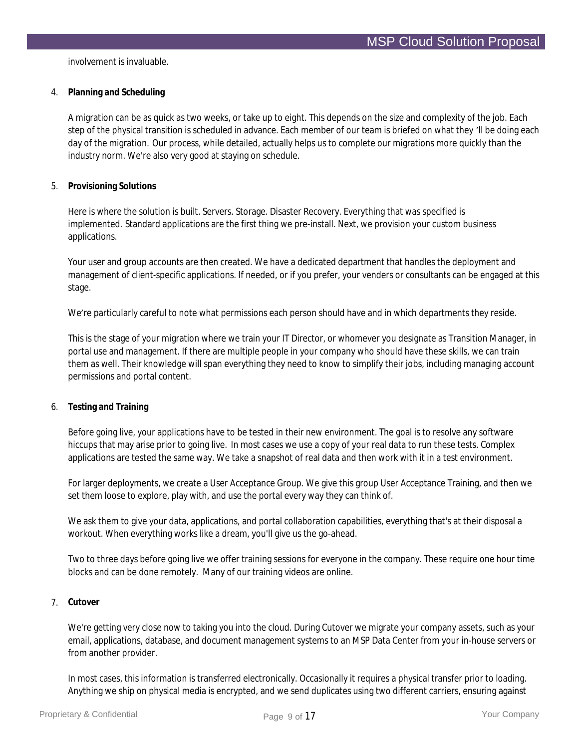involvement is invaluable.

4. **Planning and Scheduling**

   A migration can be as quick as two weeks, or take up to eight. This depends on the size and complexity of the job. Each step of the physical transition is scheduled in advance. Each member of our team is briefed on what they 'll be doing each day of the migration. Our process, while detailed, actually helps us to complete our migrations more quickly than the industry norm. We're also very good at staying on schedule.

5. **Provisioning Solutions**

   Here is where the solution is built. Servers. Storage. Disaster Recovery. Everything that was specified is implemented. Standard applications are the first thing we pre-install. Next, we provision your custom business applications.

   Your user and group accounts are then created. We have a dedicated department that handles the deployment and management of client-specific applications. If needed, or if you prefer, your venders or consultants can be engaged at this stage.

   We're particularly careful to note what permissions each person should have and in which departments they reside.

   This is the stage of your migration where we train your IT Director, or whomever you designate as Transition Manager, in portal use and management. If there are multiple people in your company who should have these skills, we can train them as well. Their knowledge will span everything they need to know to simplify their jobs, including managing account permissions and portal content.

6. **Testing and Training**

   Before going live, your applications have to be tested in their new environment. The goal is to resolve any software hiccups that may arise prior to going live. In most cases we use a copy of your real data to run these tests. Complex applications are tested the same way. We take a snapshot of real data and then work with it in a test environment.

   For larger deployments, we create a User Acceptance Group. We give this group User Acceptance Training, and then we set them loose to explore, play with, and use the portal every way they can think of.

   We ask them to give your data, applications, and portal collaboration capabilities, everything that's at their disposal a workout. When everything works like a dream, you'll give us the go-ahead.

   Two to three days before going live we offer training sessions for everyone in the company. These require one hour time blocks and can be done remotely. Many of our training videos are online.

7. **Cutover**

   We're getting very close now to taking you into the cloud. During Cutover we migrate your company assets, such as your email, applications, database, and document management systems to an MSP Data Center from your in-house servers or from another provider.

   In most cases, this information is transferred electronically. Occasionally it requires a physical transfer prior to loading. Anything we ship on physical media is encrypted, and we send duplicates using two different carriers, ensuring against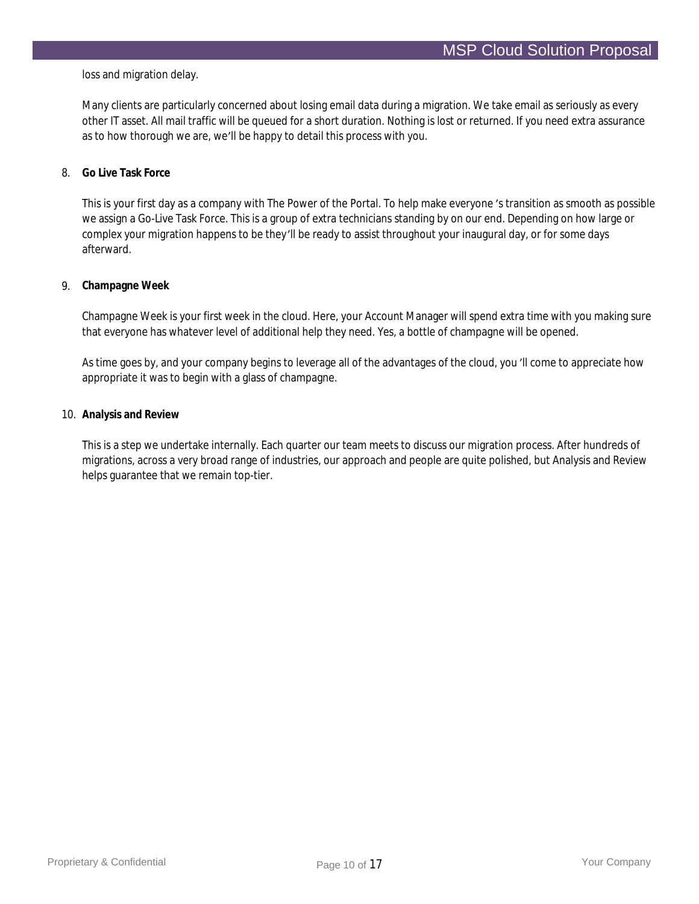loss and migration delay.

Many clients are particularly concerned about losing email data during a migration. We take email as seriously as every other IT asset. All mail traffic will be queued for a short duration. Nothing is lost or returned. If you need extra assurance as to how thorough we are, we'll be happy to detail this process with you.

8. **Go Live Task Force**

   This is your first day as a company with The Power of the Portal. To help make everyone's transition as smooth as possible we assign a Go-Live Task Force. This is a group of extra technicians standing by on our end. Depending on how large or complex your migration happens to be they'll be ready to assist throughout your inaugural day, or for some days afterward.

9. **Champagne Week**

   Champagne Week is your first week in the cloud. Here, your Account Manager will spend extra time with you making sure that everyone has whatever level of additional help they need. Yes, a bottle of champagne will be opened.

   As time goes by, and your company begins to leverage all of the advantages of the cloud, you'll come to appreciate how appropriate it was to begin with a glass of champagne.

10. **Analysis and Review**

    This is a step we undertake internally. Each quarter our team meets to discuss our migration process. After hundreds of migrations, across a very broad range of industries, our approach and people are quite polished, but Analysis and Review helps guarantee that we remain top-tier.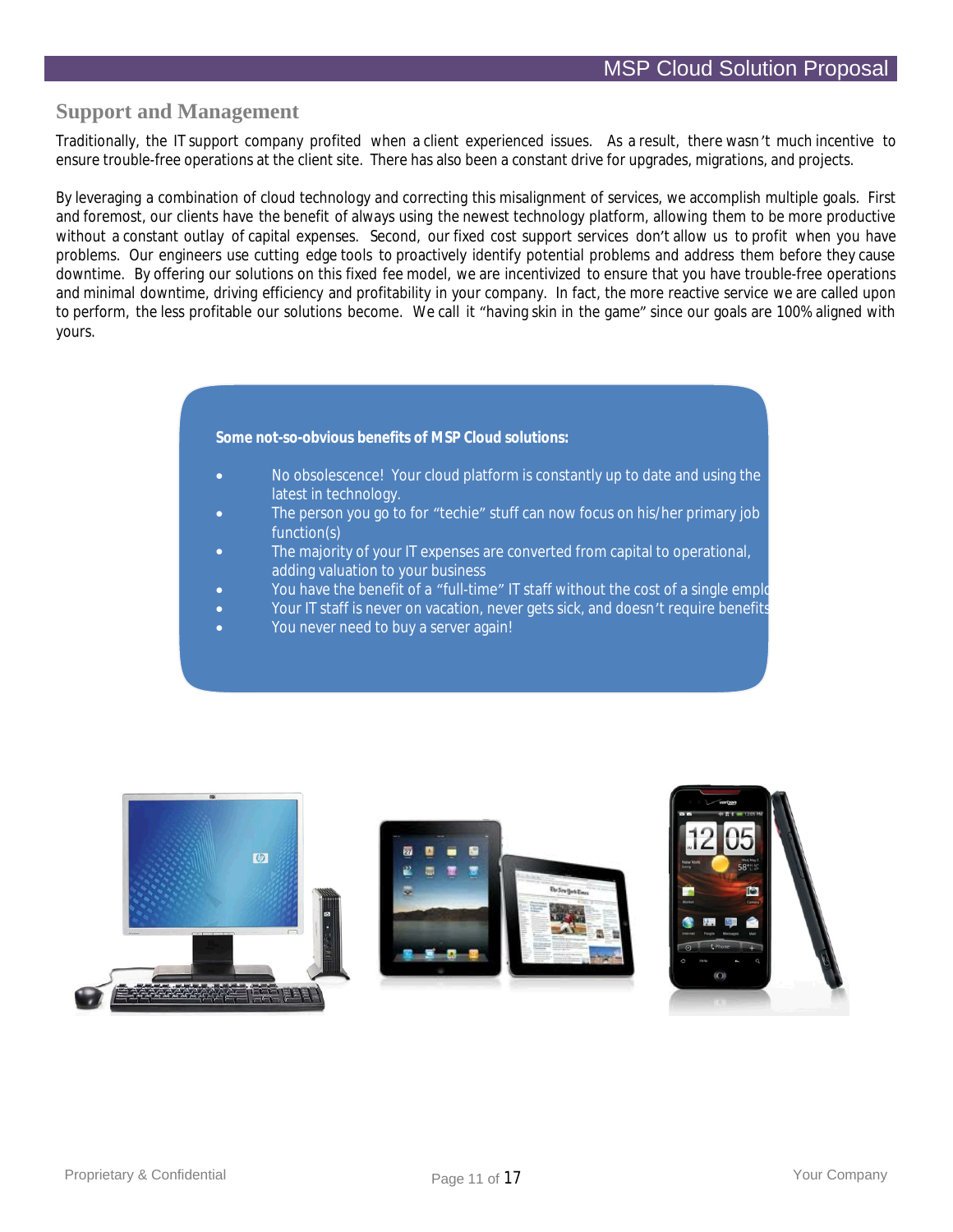## Support and Management

Traditionally, the IT support company profited when a client experienced issues. As a result, there wasn't much incentive to ensure trouble-free operations at the client site. There has also been a constant drive for upgrades, migrations, and projects.

By leveraging a combination of cloud technology and correcting this misalignment of services, we accomplish multiple goals. First and foremost, our clients have the benefit of always using the newest technology platform, allowing them to be more productive without a constant outlay of capital expenses. Second, our fixed cost support services don't allow us to profit when you have problems. Our engineers use cutting edge tools to proactively identify potential problems and address them before they cause downtime. By offering our solutions on this fixed fee model, we are incentivized to ensure that you have trouble-free operations and minimal downtime, driving efficiency and profitability in your company. In fact, the more reactive service we are called upon to perform, the less profitable our solutions become. We call it "having skin in the game" since our goals are 100% aligned with yours.

**Some not-so-obvious benefits of MSP Cloud solutions:**

- No obsolescence! Your cloud platform is constantly up to date and using the latest in technology.
- The person you go to for "techie" stuff can now focus on his/her primary job function(s)
- The majority of your IT expenses are converted from capital to operational, adding valuation to your business
- You have the benefit of a "full-time" IT staff without the cost of a single emplo
- Your IT staff is never on vacation, never gets sick, and doesn't require benefits
- You never need to buy a server again!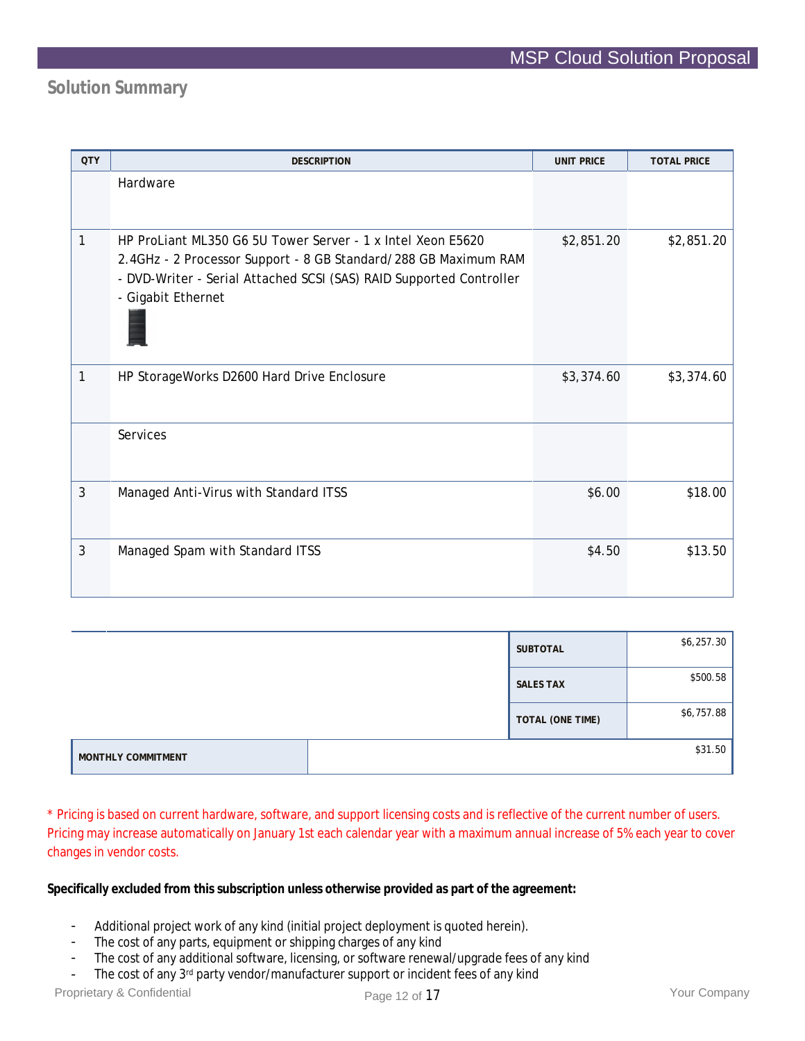## Solution Summary

| QTY | DESCRIPTION | UNIT PRICE | TOTAL PRICE |
|---|---|---|---|
| | Hardware | | |
| 1 | HP ProLiant ML350 G6 5U Tower Server - 1 x Intel Xeon E5620 2.4GHz - 2 Processor Support - 8 GB Standard/288 GB Maximum RAM - DVD-Writer - Serial Attached SCSI (SAS) RAID Supported Controller - Gigabit Ethernet | $2,851.20 | $2,851.20 |
| 1 | HP StorageWorks D2600 Hard Drive Enclosure | $3,374.60 | $3,374.60 |
| | Services | | |
| 3 | Managed Anti-Virus with Standard ITSS | $6.00 | $18.00 |
| 3 | Managed Spam with Standard ITSS | $4.50 | $13.50 |

| | |
|---|---|
| **SUBTOTAL** | $6,257.30 |
| **SALES TAX** | $500.58 |
| **TOTAL (ONE TIME)** | $6,757.88 |
| **MONTHLY COMMITMENT** | $31.50 |

\* Pricing is based on current hardware, software, and support licensing costs and is reflective of the current number of users. Pricing may increase automatically on January 1st each calendar year with a maximum annual increase of 5% each year to cover changes in vendor costs.

**Specifically excluded from this subscription unless otherwise provided as part of the agreement:**

- Additional project work of any kind (initial project deployment is quoted herein).
- The cost of any parts, equipment or shipping charges of any kind
- The cost of any additional software, licensing, or software renewal/upgrade fees of any kind
- The cost of any 3rd party vendor/manufacturer support or incident fees of any kind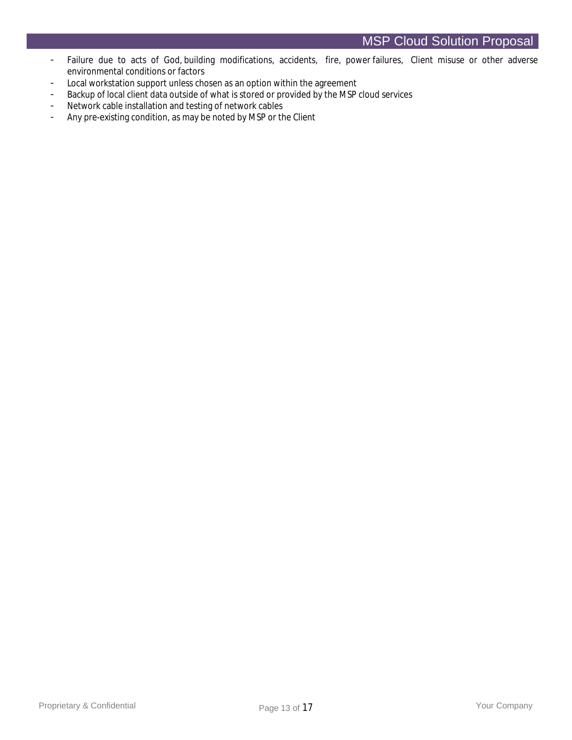- Failure due to acts of God, building modifications, accidents, fire, power failures, Client misuse or other adverse environmental conditions or factors
- Local workstation support unless chosen as an option within the agreement
- Backup of local client data outside of what is stored or provided by the MSP cloud services
- Network cable installation and testing of network cables
- Any pre-existing condition, as may be noted by MSP or the Client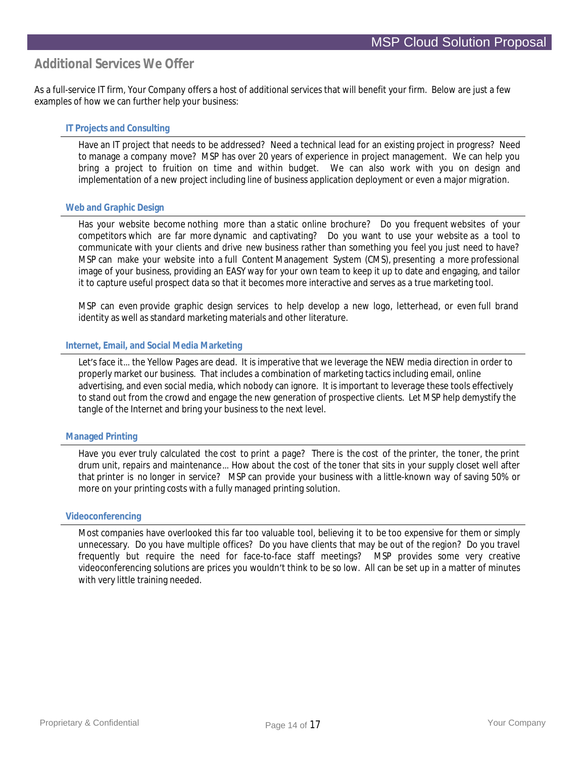## Additional Services We Offer

As a full-service IT firm, Your Company offers a host of additional services that will benefit your firm. Below are just a few examples of how we can further help your business:

### IT Projects and Consulting

Have an IT project that needs to be addressed? Need a technical lead for an existing project in progress? Need to manage a company move? MSP has over 20 years of experience in project management. We can help you bring a project to fruition on time and within budget. We can also work with you on design and implementation of a new project including line of business application deployment or even a major migration.

### Web and Graphic Design

Has your website become nothing more than a static online brochure? Do you frequent websites of your competitors which are far more dynamic and captivating? Do you want to use your website as a tool to communicate with your clients and drive new business rather than something you feel you just need to have? MSP can make your website into a full Content Management System (CMS), presenting a more professional image of your business, providing an EASY way for your own team to keep it up to date and engaging, and tailor it to capture useful prospect data so that it becomes more interactive and serves as a true marketing tool.

MSP can even provide graphic design services to help develop a new logo, letterhead, or even full brand identity as well as standard marketing materials and other literature.

### Internet, Email, and Social Media Marketing

Let's face it… the Yellow Pages are dead. It is imperative that we leverage the NEW media direction in order to properly market our business. That includes a combination of marketing tactics including email, online advertising, and even social media, which nobody can ignore. It is important to leverage these tools effectively to stand out from the crowd and engage the new generation of prospective clients. Let MSP help demystify the tangle of the Internet and bring your business to the next level.

### Managed Printing

Have you ever truly calculated the cost to print a page? There is the cost of the printer, the toner, the print drum unit, repairs and maintenance… How about the cost of the toner that sits in your supply closet well after that printer is no longer in service? MSP can provide your business with a little-known way of saving 50% or more on your printing costs with a fully managed printing solution.

### Videoconferencing

Most companies have overlooked this far too valuable tool, believing it to be too expensive for them or simply unnecessary. Do you have multiple offices? Do you have clients that may be out of the region? Do you travel frequently but require the need for face-to-face staff meetings? MSP provides some very creative videoconferencing solutions are prices you wouldn't think to be so low. All can be set up in a matter of minutes with very little training needed.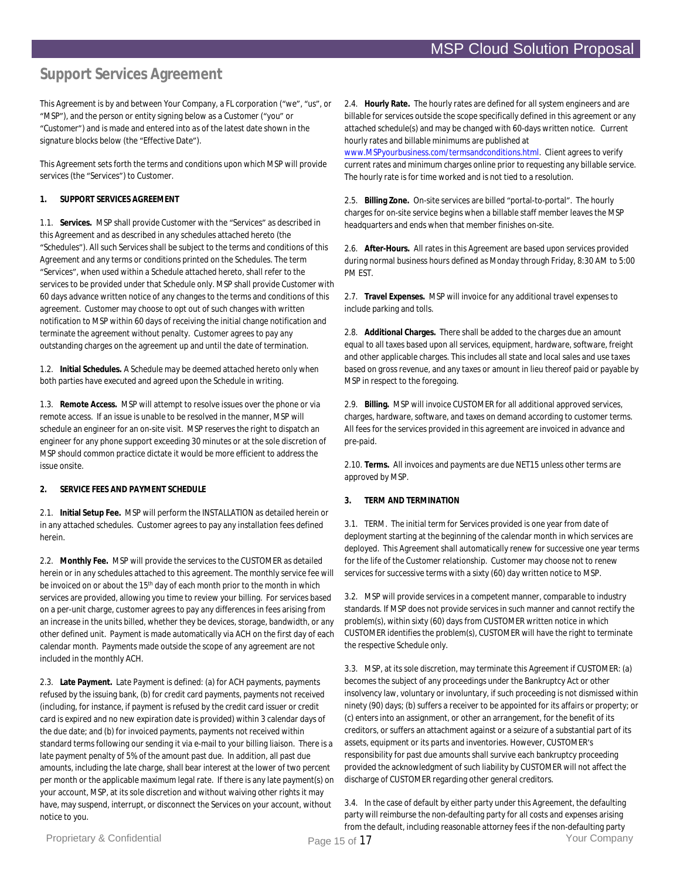## Support Services Agreement

This Agreement is by and between Your Company, a FL corporation ("we", "us", or "MSP"), and the person or entity signing below as a Customer ("you" or "Customer") and is made and entered into as of the latest date shown in the signature blocks below (the "Effective Date").

This Agreement sets forth the terms and conditions upon which MSP will provide services (the "Services") to Customer.

**1. SUPPORT SERVICES AGREEMENT**

1.1. **Services.** MSP shall provide Customer with the "Services" as described in this Agreement and as described in any schedules attached hereto (the "Schedules"). All such Services shall be subject to the terms and conditions of this Agreement and any terms or conditions printed on the Schedules. The term "Services", when used within a Schedule attached hereto, shall refer to the services to be provided under that Schedule only. MSP shall provide Customer with 60 days advance written notice of any changes to the terms and conditions of this agreement. Customer may choose to opt out of such changes with written notification to MSP within 60 days of receiving the initial change notification and terminate the agreement without penalty. Customer agrees to pay any outstanding charges on the agreement up and until the date of termination.

1.2. **Initial Schedules.** A Schedule may be deemed attached hereto only when both parties have executed and agreed upon the Schedule in writing.

1.3. **Remote Access.** MSP will attempt to resolve issues over the phone or via remote access. If an issue is unable to be resolved in the manner, MSP will schedule an engineer for an on-site visit. MSP reserves the right to dispatch an engineer for any phone support exceeding 30 minutes or at the sole discretion of MSP should common practice dictate it would be more efficient to address the issue onsite.

**2. SERVICE FEES AND PAYMENT SCHEDULE**

2.1. **Initial Setup Fee.** MSP will perform the INSTALLATION as detailed herein or in any attached schedules. Customer agrees to pay any installation fees defined herein.

2.2. **Monthly Fee.** MSP will provide the services to the CUSTOMER as detailed herein or in any schedules attached to this agreement. The monthly service fee will be invoiced on or about the 15th day of each month prior to the month in which services are provided, allowing you time to review your billing. For services based on a per-unit charge, customer agrees to pay any differences in fees arising from an increase in the units billed, whether they be devices, storage, bandwidth, or any other defined unit. Payment is made automatically via ACH on the first day of each calendar month. Payments made outside the scope of any agreement are not included in the monthly ACH.

2.3. **Late Payment.** Late Payment is defined: (a) for ACH payments, payments refused by the issuing bank, (b) for credit card payments, payments not received (including, for instance, if payment is refused by the credit card issuer or credit card is expired and no new expiration date is provided) within 3 calendar days of the due date; and (b) for invoiced payments, payments not received within standard terms following our sending it via e-mail to your billing liaison. There is a late payment penalty of 5% of the amount past due. In addition, all past due amounts, including the late charge, shall bear interest at the lower of two percent per month or the applicable maximum legal rate. If there is any late payment(s) on your account, MSP, at its sole discretion and without waiving other rights it may have, may suspend, interrupt, or disconnect the Services on your account, without notice to you.

2.4. **Hourly Rate.** The hourly rates are defined for all system engineers and are billable for services outside the scope specifically defined in this agreement or any attached schedule(s) and may be changed with 60-days written notice. Current hourly rates and billable minimums are published at www.MSPyourbusiness.com/termsandconditions.html. Client agrees to verify current rates and minimum charges online prior to requesting any billable service. The hourly rate is for time worked and is not tied to a resolution.

2.5. **Billing Zone.** On-site services are billed "portal-to-portal". The hourly charges for on-site service begins when a billable staff member leaves the MSP headquarters and ends when that member finishes on-site.

2.6. **After-Hours.** All rates in this Agreement are based upon services provided during normal business hours defined as Monday through Friday, 8:30 AM to 5:00 PM EST.

2.7. **Travel Expenses.** MSP will invoice for any additional travel expenses to include parking and tolls.

2.8. **Additional Charges.** There shall be added to the charges due an amount equal to all taxes based upon all services, equipment, hardware, software, freight and other applicable charges. This includes all state and local sales and use taxes based on gross revenue, and any taxes or amount in lieu thereof paid or payable by MSP in respect to the foregoing.

2.9. **Billing.** MSP will invoice CUSTOMER for all additional approved services, charges, hardware, software, and taxes on demand according to customer terms. All fees for the services provided in this agreement are invoiced in advance and pre-paid.

2.10. **Terms.** All invoices and payments are due NET15 unless other terms are approved by MSP.

**3. TERM AND TERMINATION**

3.1. TERM. The initial term for Services provided is one year from date of deployment starting at the beginning of the calendar month in which services are deployed. This Agreement shall automatically renew for successive one year terms for the life of the Customer relationship. Customer may choose not to renew services for successive terms with a sixty (60) day written notice to MSP.

3.2. MSP will provide services in a competent manner, comparable to industry standards. If MSP does not provide services in such manner and cannot rectify the problem(s), within sixty (60) days from CUSTOMER written notice in which CUSTOMER identifies the problem(s), CUSTOMER will have the right to terminate the respective Schedule only.

3.3. MSP, at its sole discretion, may terminate this Agreement if CUSTOMER: (a) becomes the subject of any proceedings under the Bankruptcy Act or other insolvency law, voluntary or involuntary, if such proceeding is not dismissed within ninety (90) days; (b) suffers a receiver to be appointed for its affairs or property; or (c) enters into an assignment, or other an arrangement, for the benefit of its creditors, or suffers an attachment against or a seizure of a substantial part of its assets, equipment or its parts and inventories. However, CUSTOMER's responsibility for past due amounts shall survive each bankruptcy proceeding provided the acknowledgment of such liability by CUSTOMER will not affect the discharge of CUSTOMER regarding other general creditors.

3.4. In the case of default by either party under this Agreement, the defaulting party will reimburse the non-defaulting party for all costs and expenses arising from the default, including reasonable attorney fees if the non-defaulting party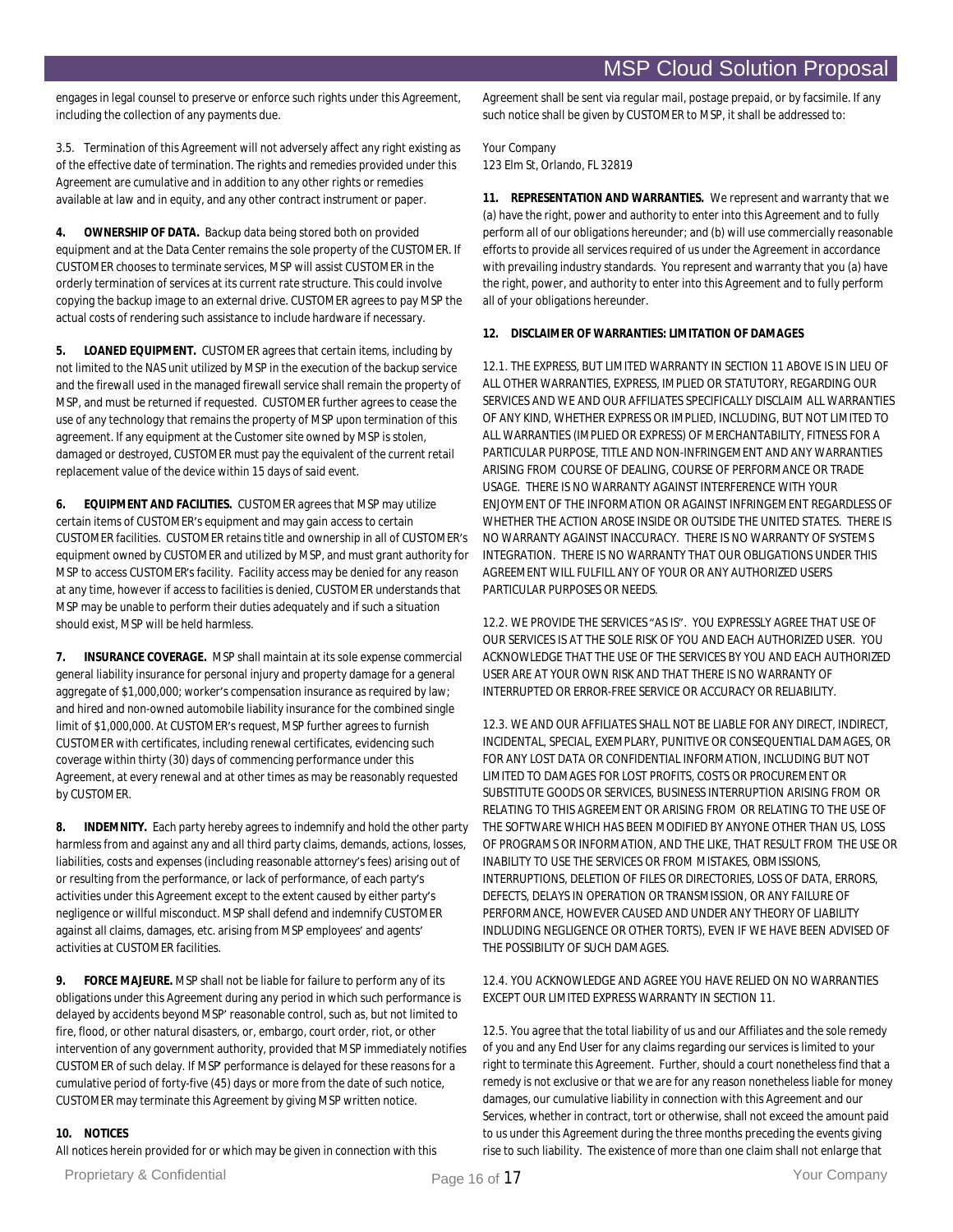engages in legal counsel to preserve or enforce such rights under this Agreement, including the collection of any payments due.

3.5. Termination of this Agreement will not adversely affect any right existing as of the effective date of termination. The rights and remedies provided under this Agreement are cumulative and in addition to any other rights or remedies available at law and in equity, and any other contract instrument or paper.

**4. OWNERSHIP OF DATA.** Backup data being stored both on provided equipment and at the Data Center remains the sole property of the CUSTOMER. If CUSTOMER chooses to terminate services, MSP will assist CUSTOMER in the orderly termination of services at its current rate structure. This could involve copying the backup image to an external drive. CUSTOMER agrees to pay MSP the actual costs of rendering such assistance to include hardware if necessary.

**5. LOANED EQUIPMENT.** CUSTOMER agrees that certain items, including by not limited to the NAS unit utilized by MSP in the execution of the backup service and the firewall used in the managed firewall service shall remain the property of MSP, and must be returned if requested. CUSTOMER further agrees to cease the use of any technology that remains the property of MSP upon termination of this agreement. If any equipment at the Customer site owned by MSP is stolen, damaged or destroyed, CUSTOMER must pay the equivalent of the current retail replacement value of the device within 15 days of said event.

**6. EQUIPMENT AND FACILITIES.** CUSTOMER agrees that MSP may utilize certain items of CUSTOMER's equipment and may gain access to certain CUSTOMER facilities. CUSTOMER retains title and ownership in all of CUSTOMER's equipment owned by CUSTOMER and utilized by MSP, and must grant authority for MSP to access CUSTOMER's facility. Facility access may be denied for any reason at any time, however if access to facilities is denied, CUSTOMER understands that MSP may be unable to perform their duties adequately and if such a situation should exist, MSP will be held harmless.

**7. INSURANCE COVERAGE.** MSP shall maintain at its sole expense commercial general liability insurance for personal injury and property damage for a general aggregate of $1,000,000; worker's compensation insurance as required by law; and hired and non-owned automobile liability insurance for the combined single limit of $1,000,000. At CUSTOMER's request, MSP further agrees to furnish CUSTOMER with certificates, including renewal certificates, evidencing such coverage within thirty (30) days of commencing performance under this Agreement, at every renewal and at other times as may be reasonably requested by CUSTOMER.

**8. INDEMNITY.** Each party hereby agrees to indemnify and hold the other party harmless from and against any and all third party claims, demands, actions, losses, liabilities, costs and expenses (including reasonable attorney's fees) arising out of or resulting from the performance, or lack of performance, of each party's activities under this Agreement except to the extent caused by either party's negligence or willful misconduct. MSP shall defend and indemnify CUSTOMER against all claims, damages, etc. arising from MSP employees' and agents' activities at CUSTOMER facilities.

**9. FORCE MAJEURE.** MSP shall not be liable for failure to perform any of its obligations under this Agreement during any period in which such performance is delayed by accidents beyond MSP' reasonable control, such as, but not limited to fire, flood, or other natural disasters, or, embargo, court order, riot, or other intervention of any government authority, provided that MSP immediately notifies CUSTOMER of such delay. If MSP' performance is delayed for these reasons for a cumulative period of forty-five (45) days or more from the date of such notice, CUSTOMER may terminate this Agreement by giving MSP written notice.

**10. NOTICES**

All notices herein provided for or which may be given in connection with this Agreement shall be sent via regular mail, postage prepaid, or by facsimile. If any such notice shall be given by CUSTOMER to MSP, it shall be addressed to:

Your Company
123 Elm St, Orlando, FL 32819

**11. REPRESENTATION AND WARRANTIES.** We represent and warranty that we (a) have the right, power and authority to enter into this Agreement and to fully perform all of our obligations hereunder; and (b) will use commercially reasonable efforts to provide all services required of us under the Agreement in accordance with prevailing industry standards. You represent and warranty that you (a) have the right, power, and authority to enter into this Agreement and to fully perform all of your obligations hereunder.

**12. DISCLAIMER OF WARRANTIES: LIMITATION OF DAMAGES**

12.1. THE EXPRESS, BUT LIMITED WARRANTY IN SECTION 11 ABOVE IS IN LIEU OF ALL OTHER WARRANTIES, EXPRESS, IMPLIED OR STATUTORY, REGARDING OUR SERVICES AND WE AND OUR AFFILIATES SPECIFICALLY DISCLAIM ALL WARRANTIES OF ANY KIND, WHETHER EXPRESS OR IMPLIED, INCLUDING, BUT NOT LIMITED TO ALL WARRANTIES (IMPLIED OR EXPRESS) OF MERCHANTABILITY, FITNESS FOR A PARTICULAR PURPOSE, TITLE AND NON-INFRINGEMENT AND ANY WARRANTIES ARISING FROM COURSE OF DEALING, COURSE OF PERFORMANCE OR TRADE USAGE. THERE IS NO WARRANTY AGAINST INTERFERENCE WITH YOUR ENJOYMENT OF THE INFORMATION OR AGAINST INFRINGEMENT REGARDLESS OF WHETHER THE ACTION AROSE INSIDE OR OUTSIDE THE UNITED STATES. THERE IS NO WARRANTY AGAINST INACCURACY. THERE IS NO WARRANTY OF SYSTEMS INTEGRATION. THERE IS NO WARRANTY THAT OUR OBLIGATIONS UNDER THIS AGREEMENT WILL FULFILL ANY OF YOUR OR ANY AUTHORIZED USERS PARTICULAR PURPOSES OR NEEDS.

12.2. WE PROVIDE THE SERVICES "AS IS". YOU EXPRESSLY AGREE THAT USE OF OUR SERVICES IS AT THE SOLE RISK OF YOU AND EACH AUTHORIZED USER. YOU ACKNOWLEDGE THAT THE USE OF THE SERVICES BY YOU AND EACH AUTHORIZED USER ARE AT YOUR OWN RISK AND THAT THERE IS NO WARRANTY OF INTERRUPTED OR ERROR-FREE SERVICE OR ACCURACY OR RELIABILITY.

12.3. WE AND OUR AFFILIATES SHALL NOT BE LIABLE FOR ANY DIRECT, INDIRECT, INCIDENTAL, SPECIAL, EXEMPLARY, PUNITIVE OR CONSEQUENTIAL DAMAGES, OR FOR ANY LOST DATA OR CONFIDENTIAL INFORMATION, INCLUDING BUT NOT LIMITED TO DAMAGES FOR LOST PROFITS, COSTS OR PROCUREMENT OR SUBSTITUTE GOODS OR SERVICES, BUSINESS INTERRUPTION ARISING FROM OR RELATING TO THIS AGREEMENT OR ARISING FROM OR RELATING TO THE USE OF THE SOFTWARE WHICH HAS BEEN MODIFIED BY ANYONE OTHER THAN US, LOSS OF PROGRAMS OR INFORMATION, AND THE LIKE, THAT RESULT FROM THE USE OR INABILITY TO USE THE SERVICES OR FROM MISTAKES, OBMISSIONS, INTERRUPTIONS, DELETION OF FILES OR DIRECTORIES, LOSS OF DATA, ERRORS, DEFECTS, DELAYS IN OPERATION OR TRANSMISSION, OR ANY FAILURE OF PERFORMANCE, HOWEVER CAUSED AND UNDER ANY THEORY OF LIABILITY INDLUDING NEGLIGENCE OR OTHER TORTS), EVEN IF WE HAVE BEEN ADVISED OF THE POSSIBILITY OF SUCH DAMAGES.

12.4. YOU ACKNOWLEDGE AND AGREE YOU HAVE RELIED ON NO WARRANTIES EXCEPT OUR LIMITED EXPRESS WARRANTY IN SECTION 11.

12.5. You agree that the total liability of us and our Affiliates and the sole remedy of you and any End User for any claims regarding our services is limited to your right to terminate this Agreement. Further, should a court nonetheless find that a remedy is not exclusive or that we are for any reason nonetheless liable for money damages, our cumulative liability in connection with this Agreement and our Services, whether in contract, tort or otherwise, shall not exceed the amount paid to us under this Agreement during the three months preceding the events giving rise to such liability. The existence of more than one claim shall not enlarge that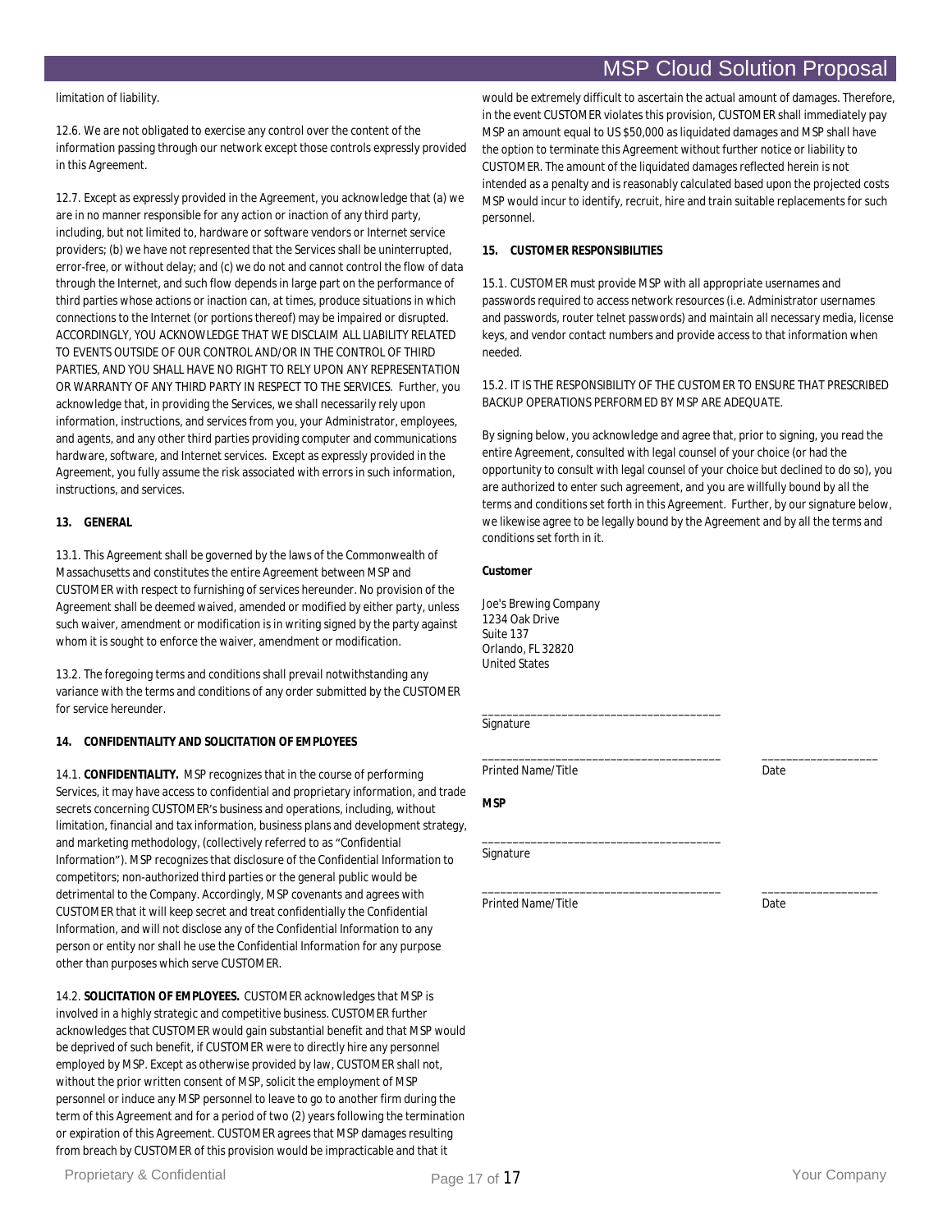limitation of liability.

12.6. We are not obligated to exercise any control over the content of the information passing through our network except those controls expressly provided in this Agreement.

12.7. Except as expressly provided in the Agreement, you acknowledge that (a) we are in no manner responsible for any action or inaction of any third party, including, but not limited to, hardware or software vendors or Internet service providers; (b) we have not represented that the Services shall be uninterrupted, error-free, or without delay; and (c) we do not and cannot control the flow of data through the Internet, and such flow depends in large part on the performance of third parties whose actions or inaction can, at times, produce situations in which connections to the Internet (or portions thereof) may be impaired or disrupted. ACCORDINGLY, YOU ACKNOWLEDGE THAT WE DISCLAIM ALL LIABILITY RELATED TO EVENTS OUTSIDE OF OUR CONTROL AND/OR IN THE CONTROL OF THIRD PARTIES, AND YOU SHALL HAVE NO RIGHT TO RELY UPON ANY REPRESENTATION OR WARRANTY OF ANY THIRD PARTY IN RESPECT TO THE SERVICES. Further, you acknowledge that, in providing the Services, we shall necessarily rely upon information, instructions, and services from you, your Administrator, employees, and agents, and any other third parties providing computer and communications hardware, software, and Internet services. Except as expressly provided in the Agreement, you fully assume the risk associated with errors in such information, instructions, and services.

**13. GENERAL**

13.1. This Agreement shall be governed by the laws of the Commonwealth of Massachusetts and constitutes the entire Agreement between MSP and CUSTOMER with respect to furnishing of services hereunder. No provision of the Agreement shall be deemed waived, amended or modified by either party, unless such waiver, amendment or modification is in writing signed by the party against whom it is sought to enforce the waiver, amendment or modification.

13.2. The foregoing terms and conditions shall prevail notwithstanding any variance with the terms and conditions of any order submitted by the CUSTOMER for service hereunder.

**14. CONFIDENTIALITY AND SOLICITATION OF EMPLOYEES**

14.1. **CONFIDENTIALITY.** MSP recognizes that in the course of performing Services, it may have access to confidential and proprietary information, and trade secrets concerning CUSTOMER's business and operations, including, without limitation, financial and tax information, business plans and development strategy, and marketing methodology, (collectively referred to as "Confidential Information"). MSP recognizes that disclosure of the Confidential Information to competitors; non-authorized third parties or the general public would be detrimental to the Company. Accordingly, MSP covenants and agrees with CUSTOMER that it will keep secret and treat confidentially the Confidential Information, and will not disclose any of the Confidential Information to any person or entity nor shall he use the Confidential Information for any purpose other than purposes which serve CUSTOMER.

14.2. **SOLICITATION OF EMPLOYEES.** CUSTOMER acknowledges that MSP is involved in a highly strategic and competitive business. CUSTOMER further acknowledges that CUSTOMER would gain substantial benefit and that MSP would be deprived of such benefit, if CUSTOMER were to directly hire any personnel employed by MSP. Except as otherwise provided by law, CUSTOMER shall not, without the prior written consent of MSP, solicit the employment of MSP personnel or induce any MSP personnel to leave to go to another firm during the term of this Agreement and for a period of two (2) years following the termination or expiration of this Agreement. CUSTOMER agrees that MSP damages resulting from breach by CUSTOMER of this provision would be impracticable and that it would be extremely difficult to ascertain the actual amount of damages. Therefore, in the event CUSTOMER violates this provision, CUSTOMER shall immediately pay MSP an amount equal to US $50,000 as liquidated damages and MSP shall have the option to terminate this Agreement without further notice or liability to CUSTOMER. The amount of the liquidated damages reflected herein is not intended as a penalty and is reasonably calculated based upon the projected costs MSP would incur to identify, recruit, hire and train suitable replacements for such personnel.

**15. CUSTOMER RESPONSIBILITIES**

15.1. CUSTOMER must provide MSP with all appropriate usernames and passwords required to access network resources (i.e. Administrator usernames and passwords, router telnet passwords) and maintain all necessary media, license keys, and vendor contact numbers and provide access to that information when needed.

15.2. IT IS THE RESPONSIBILITY OF THE CUSTOMER TO ENSURE THAT PRESCRIBED BACKUP OPERATIONS PERFORMED BY MSP ARE ADEQUATE.

By signing below, you acknowledge and agree that, prior to signing, you read the entire Agreement, consulted with legal counsel of your choice (or had the opportunity to consult with legal counsel of your choice but declined to do so), you are authorized to enter such agreement, and you are willfully bound by all the terms and conditions set forth in this Agreement. Further, by our signature below, we likewise agree to be legally bound by the Agreement and by all the terms and conditions set forth in it.

**Customer**

Joe's Brewing Company
1234 Oak Drive
Suite 137
Orlando, FL 32820
United States

_______________________________________
Signature

_______________________________________ ____________________
Printed Name/Title Date

**MSP**

_______________________________________
Signature

_______________________________________ ____________________
Printed Name/Title Date